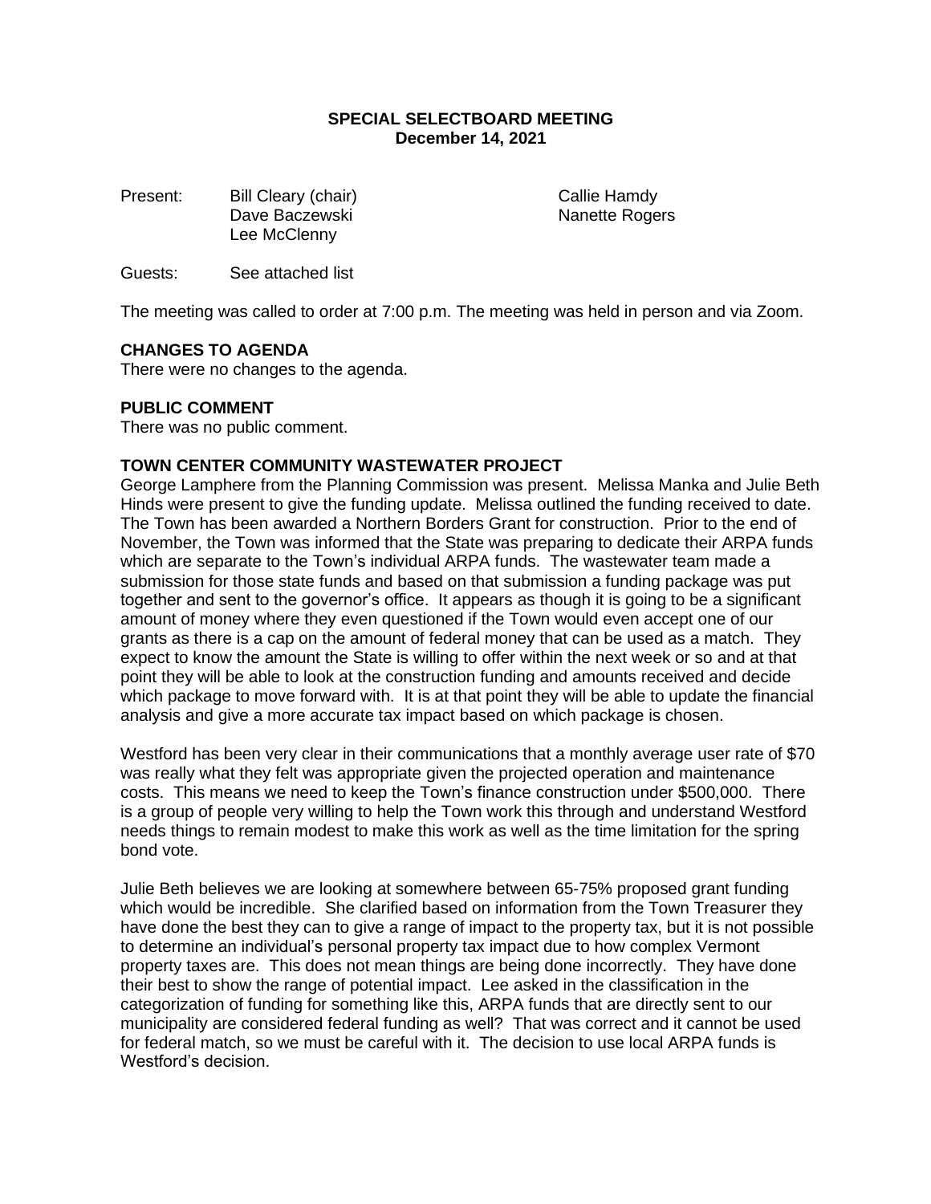# SPECIAL SELECTBOARD MEETING
## December 14, 2021

Present: Bill Cleary (chair), Dave Baczewski, Lee McClenny, Callie Hamdy, Nanette Rogers

Guests: See attached list

The meeting was called to order at 7:00 p.m. The meeting was held in person and via Zoom.

**CHANGES TO AGENDA**

There were no changes to the agenda.

**PUBLIC COMMENT**

There was no public comment.

**TOWN CENTER COMMUNITY WASTEWATER PROJECT**

George Lamphere from the Planning Commission was present. Melissa Manka and Julie Beth Hinds were present to give the funding update. Melissa outlined the funding received to date. The Town has been awarded a Northern Borders Grant for construction. Prior to the end of November, the Town was informed that the State was preparing to dedicate their ARPA funds which are separate to the Town's individual ARPA funds. The wastewater team made a submission for those state funds and based on that submission a funding package was put together and sent to the governor's office. It appears as though it is going to be a significant amount of money where they even questioned if the Town would even accept one of our grants as there is a cap on the amount of federal money that can be used as a match. They expect to know the amount the State is willing to offer within the next week or so and at that point they will be able to look at the construction funding and amounts received and decide which package to move forward with. It is at that point they will be able to update the financial analysis and give a more accurate tax impact based on which package is chosen.

Westford has been very clear in their communications that a monthly average user rate of $70 was really what they felt was appropriate given the projected operation and maintenance costs. This means we need to keep the Town's finance construction under $500,000. There is a group of people very willing to help the Town work this through and understand Westford needs things to remain modest to make this work as well as the time limitation for the spring bond vote.

Julie Beth believes we are looking at somewhere between 65-75% proposed grant funding which would be incredible. She clarified based on information from the Town Treasurer they have done the best they can to give a range of impact to the property tax, but it is not possible to determine an individual's personal property tax impact due to how complex Vermont property taxes are. This does not mean things are being done incorrectly. They have done their best to show the range of potential impact. Lee asked in the classification in the categorization of funding for something like this, ARPA funds that are directly sent to our municipality are considered federal funding as well? That was correct and it cannot be used for federal match, so we must be careful with it. The decision to use local ARPA funds is Westford's decision.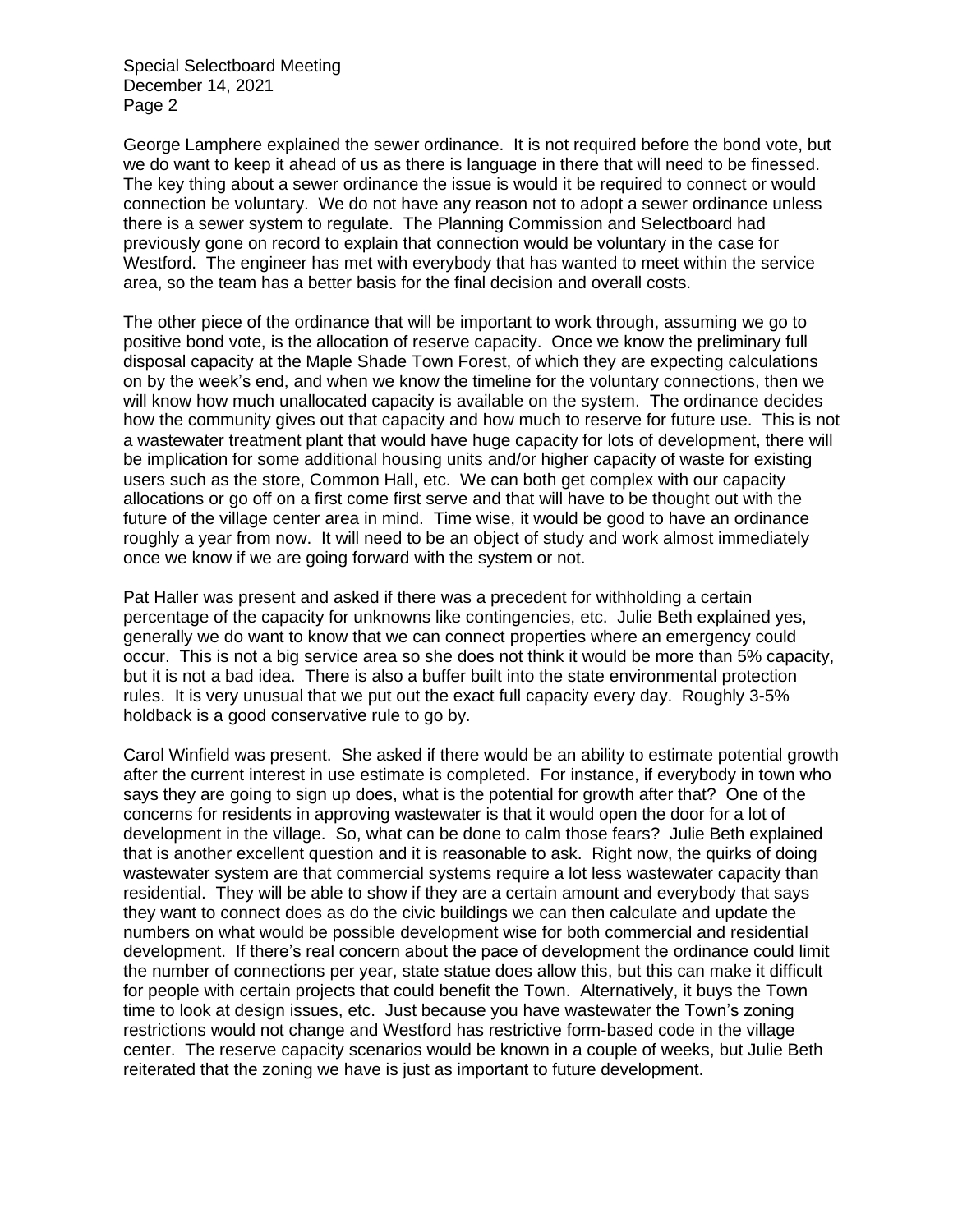George Lamphere explained the sewer ordinance. It is not required before the bond vote, but we do want to keep it ahead of us as there is language in there that will need to be finessed. The key thing about a sewer ordinance the issue is would it be required to connect or would connection be voluntary. We do not have any reason not to adopt a sewer ordinance unless there is a sewer system to regulate. The Planning Commission and Selectboard had previously gone on record to explain that connection would be voluntary in the case for Westford. The engineer has met with everybody that has wanted to meet within the service area, so the team has a better basis for the final decision and overall costs.

The other piece of the ordinance that will be important to work through, assuming we go to positive bond vote, is the allocation of reserve capacity. Once we know the preliminary full disposal capacity at the Maple Shade Town Forest, of which they are expecting calculations on by the week's end, and when we know the timeline for the voluntary connections, then we will know how much unallocated capacity is available on the system. The ordinance decides how the community gives out that capacity and how much to reserve for future use. This is not a wastewater treatment plant that would have huge capacity for lots of development, there will be implication for some additional housing units and/or higher capacity of waste for existing users such as the store, Common Hall, etc. We can both get complex with our capacity allocations or go off on a first come first serve and that will have to be thought out with the future of the village center area in mind. Time wise, it would be good to have an ordinance roughly a year from now. It will need to be an object of study and work almost immediately once we know if we are going forward with the system or not.

Pat Haller was present and asked if there was a precedent for withholding a certain percentage of the capacity for unknowns like contingencies, etc. Julie Beth explained yes, generally we do want to know that we can connect properties where an emergency could occur. This is not a big service area so she does not think it would be more than 5% capacity, but it is not a bad idea. There is also a buffer built into the state environmental protection rules. It is very unusual that we put out the exact full capacity every day. Roughly 3-5% holdback is a good conservative rule to go by.

Carol Winfield was present. She asked if there would be an ability to estimate potential growth after the current interest in use estimate is completed. For instance, if everybody in town who says they are going to sign up does, what is the potential for growth after that? One of the concerns for residents in approving wastewater is that it would open the door for a lot of development in the village. So, what can be done to calm those fears? Julie Beth explained that is another excellent question and it is reasonable to ask. Right now, the quirks of doing wastewater system are that commercial systems require a lot less wastewater capacity than residential. They will be able to show if they are a certain amount and everybody that says they want to connect does as do the civic buildings we can then calculate and update the numbers on what would be possible development wise for both commercial and residential development. If there's real concern about the pace of development the ordinance could limit the number of connections per year, state statue does allow this, but this can make it difficult for people with certain projects that could benefit the Town. Alternatively, it buys the Town time to look at design issues, etc. Just because you have wastewater the Town's zoning restrictions would not change and Westford has restrictive form-based code in the village center. The reserve capacity scenarios would be known in a couple of weeks, but Julie Beth reiterated that the zoning we have is just as important to future development.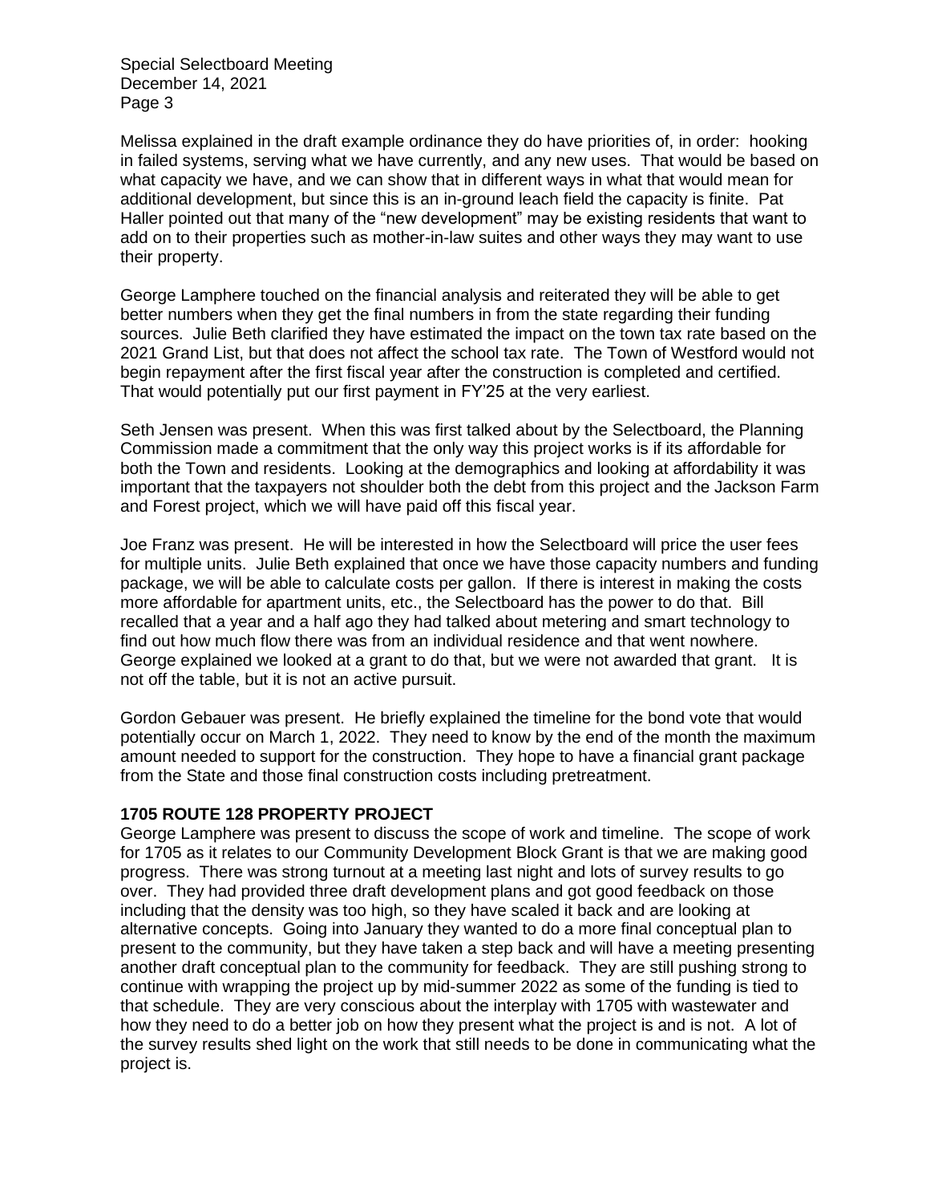Melissa explained in the draft example ordinance they do have priorities of, in order: hooking in failed systems, serving what we have currently, and any new uses. That would be based on what capacity we have, and we can show that in different ways in what that would mean for additional development, but since this is an in-ground leach field the capacity is finite. Pat Haller pointed out that many of the "new development" may be existing residents that want to add on to their properties such as mother-in-law suites and other ways they may want to use their property.

George Lamphere touched on the financial analysis and reiterated they will be able to get better numbers when they get the final numbers in from the state regarding their funding sources. Julie Beth clarified they have estimated the impact on the town tax rate based on the 2021 Grand List, but that does not affect the school tax rate. The Town of Westford would not begin repayment after the first fiscal year after the construction is completed and certified. That would potentially put our first payment in FY'25 at the very earliest.

Seth Jensen was present. When this was first talked about by the Selectboard, the Planning Commission made a commitment that the only way this project works is if its affordable for both the Town and residents. Looking at the demographics and looking at affordability it was important that the taxpayers not shoulder both the debt from this project and the Jackson Farm and Forest project, which we will have paid off this fiscal year.

Joe Franz was present. He will be interested in how the Selectboard will price the user fees for multiple units. Julie Beth explained that once we have those capacity numbers and funding package, we will be able to calculate costs per gallon. If there is interest in making the costs more affordable for apartment units, etc., the Selectboard has the power to do that. Bill recalled that a year and a half ago they had talked about metering and smart technology to find out how much flow there was from an individual residence and that went nowhere. George explained we looked at a grant to do that, but we were not awarded that grant. It is not off the table, but it is not an active pursuit.

Gordon Gebauer was present. He briefly explained the timeline for the bond vote that would potentially occur on March 1, 2022. They need to know by the end of the month the maximum amount needed to support for the construction. They hope to have a financial grant package from the State and those final construction costs including pretreatment.

**1705 ROUTE 128 PROPERTY PROJECT**

George Lamphere was present to discuss the scope of work and timeline. The scope of work for 1705 as it relates to our Community Development Block Grant is that we are making good progress. There was strong turnout at a meeting last night and lots of survey results to go over. They had provided three draft development plans and got good feedback on those including that the density was too high, so they have scaled it back and are looking at alternative concepts. Going into January they wanted to do a more final conceptual plan to present to the community, but they have taken a step back and will have a meeting presenting another draft conceptual plan to the community for feedback. They are still pushing strong to continue with wrapping the project up by mid-summer 2022 as some of the funding is tied to that schedule. They are very conscious about the interplay with 1705 with wastewater and how they need to do a better job on how they present what the project is and is not. A lot of the survey results shed light on the work that still needs to be done in communicating what the project is.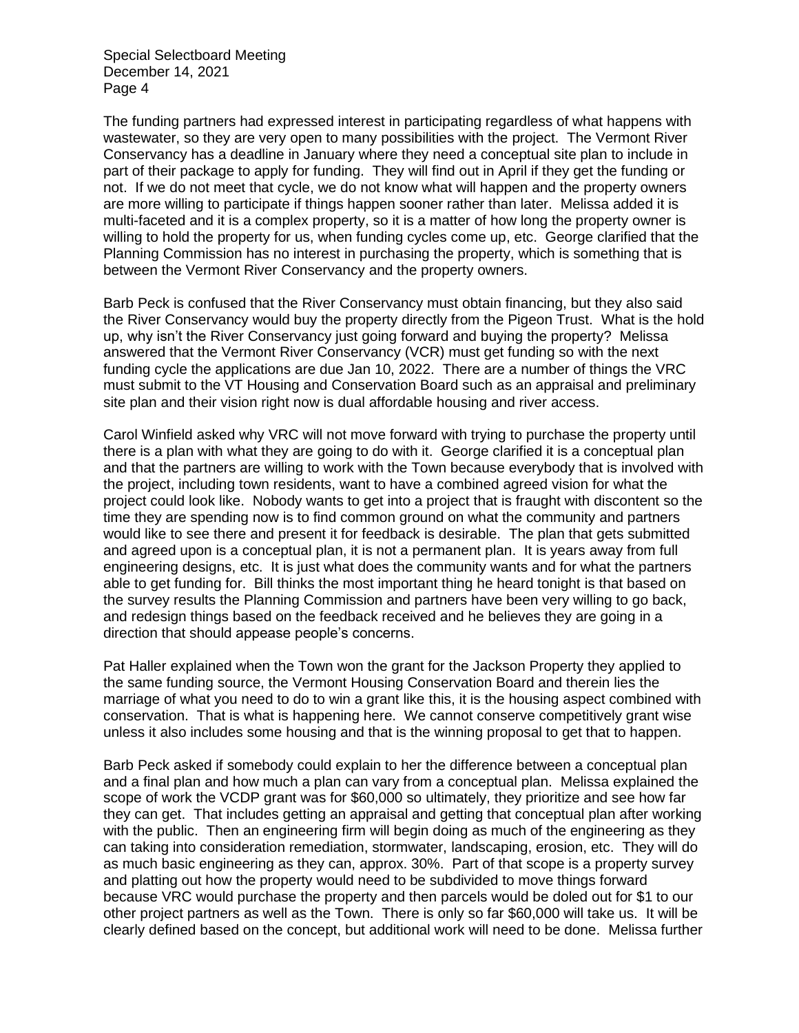The funding partners had expressed interest in participating regardless of what happens with wastewater, so they are very open to many possibilities with the project. The Vermont River Conservancy has a deadline in January where they need a conceptual site plan to include in part of their package to apply for funding. They will find out in April if they get the funding or not. If we do not meet that cycle, we do not know what will happen and the property owners are more willing to participate if things happen sooner rather than later. Melissa added it is multi-faceted and it is a complex property, so it is a matter of how long the property owner is willing to hold the property for us, when funding cycles come up, etc. George clarified that the Planning Commission has no interest in purchasing the property, which is something that is between the Vermont River Conservancy and the property owners.

Barb Peck is confused that the River Conservancy must obtain financing, but they also said the River Conservancy would buy the property directly from the Pigeon Trust. What is the hold up, why isn't the River Conservancy just going forward and buying the property? Melissa answered that the Vermont River Conservancy (VCR) must get funding so with the next funding cycle the applications are due Jan 10, 2022. There are a number of things the VRC must submit to the VT Housing and Conservation Board such as an appraisal and preliminary site plan and their vision right now is dual affordable housing and river access.

Carol Winfield asked why VRC will not move forward with trying to purchase the property until there is a plan with what they are going to do with it. George clarified it is a conceptual plan and that the partners are willing to work with the Town because everybody that is involved with the project, including town residents, want to have a combined agreed vision for what the project could look like. Nobody wants to get into a project that is fraught with discontent so the time they are spending now is to find common ground on what the community and partners would like to see there and present it for feedback is desirable. The plan that gets submitted and agreed upon is a conceptual plan, it is not a permanent plan. It is years away from full engineering designs, etc. It is just what does the community wants and for what the partners able to get funding for. Bill thinks the most important thing he heard tonight is that based on the survey results the Planning Commission and partners have been very willing to go back, and redesign things based on the feedback received and he believes they are going in a direction that should appease people's concerns.

Pat Haller explained when the Town won the grant for the Jackson Property they applied to the same funding source, the Vermont Housing Conservation Board and therein lies the marriage of what you need to do to win a grant like this, it is the housing aspect combined with conservation. That is what is happening here. We cannot conserve competitively grant wise unless it also includes some housing and that is the winning proposal to get that to happen.

Barb Peck asked if somebody could explain to her the difference between a conceptual plan and a final plan and how much a plan can vary from a conceptual plan. Melissa explained the scope of work the VCDP grant was for $60,000 so ultimately, they prioritize and see how far they can get. That includes getting an appraisal and getting that conceptual plan after working with the public. Then an engineering firm will begin doing as much of the engineering as they can taking into consideration remediation, stormwater, landscaping, erosion, etc. They will do as much basic engineering as they can, approx. 30%. Part of that scope is a property survey and platting out how the property would need to be subdivided to move things forward because VRC would purchase the property and then parcels would be doled out for $1 to our other project partners as well as the Town. There is only so far $60,000 will take us. It will be clearly defined based on the concept, but additional work will need to be done. Melissa further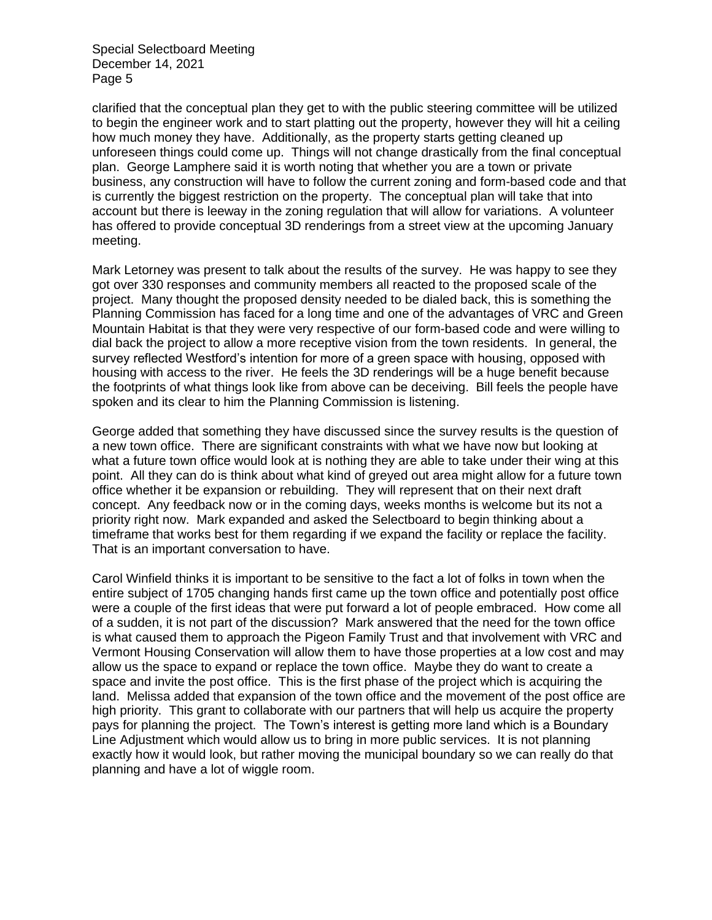clarified that the conceptual plan they get to with the public steering committee will be utilized to begin the engineer work and to start platting out the property, however they will hit a ceiling how much money they have. Additionally, as the property starts getting cleaned up unforeseen things could come up. Things will not change drastically from the final conceptual plan. George Lamphere said it is worth noting that whether you are a town or private business, any construction will have to follow the current zoning and form-based code and that is currently the biggest restriction on the property. The conceptual plan will take that into account but there is leeway in the zoning regulation that will allow for variations. A volunteer has offered to provide conceptual 3D renderings from a street view at the upcoming January meeting.

Mark Letorney was present to talk about the results of the survey. He was happy to see they got over 330 responses and community members all reacted to the proposed scale of the project. Many thought the proposed density needed to be dialed back, this is something the Planning Commission has faced for a long time and one of the advantages of VRC and Green Mountain Habitat is that they were very respective of our form-based code and were willing to dial back the project to allow a more receptive vision from the town residents. In general, the survey reflected Westford's intention for more of a green space with housing, opposed with housing with access to the river. He feels the 3D renderings will be a huge benefit because the footprints of what things look like from above can be deceiving. Bill feels the people have spoken and its clear to him the Planning Commission is listening.

George added that something they have discussed since the survey results is the question of a new town office. There are significant constraints with what we have now but looking at what a future town office would look at is nothing they are able to take under their wing at this point. All they can do is think about what kind of greyed out area might allow for a future town office whether it be expansion or rebuilding. They will represent that on their next draft concept. Any feedback now or in the coming days, weeks months is welcome but its not a priority right now. Mark expanded and asked the Selectboard to begin thinking about a timeframe that works best for them regarding if we expand the facility or replace the facility. That is an important conversation to have.

Carol Winfield thinks it is important to be sensitive to the fact a lot of folks in town when the entire subject of 1705 changing hands first came up the town office and potentially post office were a couple of the first ideas that were put forward a lot of people embraced. How come all of a sudden, it is not part of the discussion? Mark answered that the need for the town office is what caused them to approach the Pigeon Family Trust and that involvement with VRC and Vermont Housing Conservation will allow them to have those properties at a low cost and may allow us the space to expand or replace the town office. Maybe they do want to create a space and invite the post office. This is the first phase of the project which is acquiring the land. Melissa added that expansion of the town office and the movement of the post office are high priority. This grant to collaborate with our partners that will help us acquire the property pays for planning the project. The Town's interest is getting more land which is a Boundary Line Adjustment which would allow us to bring in more public services. It is not planning exactly how it would look, but rather moving the municipal boundary so we can really do that planning and have a lot of wiggle room.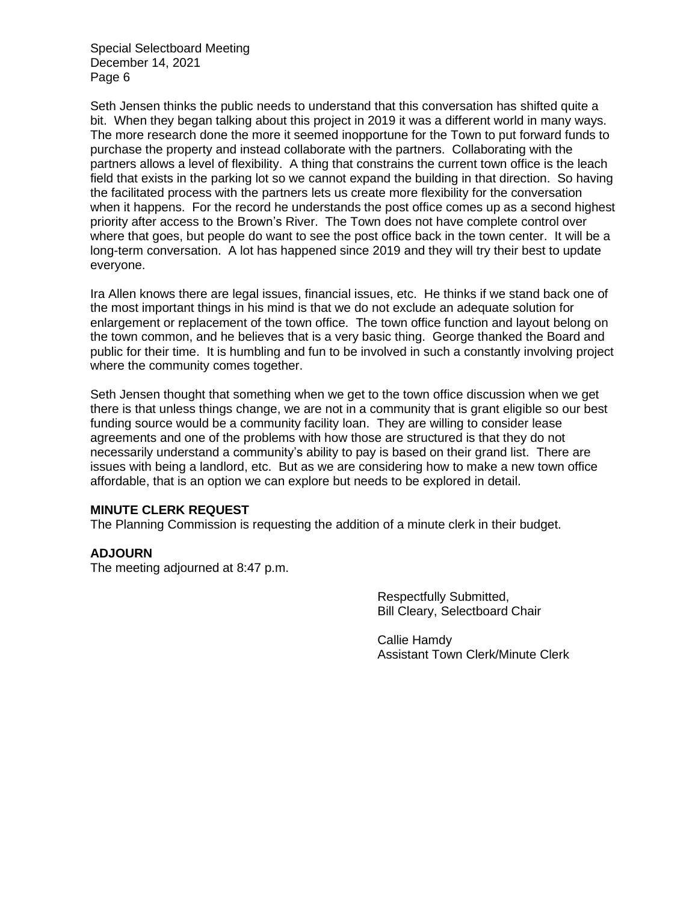Seth Jensen thinks the public needs to understand that this conversation has shifted quite a bit. When they began talking about this project in 2019 it was a different world in many ways. The more research done the more it seemed inopportune for the Town to put forward funds to purchase the property and instead collaborate with the partners. Collaborating with the partners allows a level of flexibility. A thing that constrains the current town office is the leach field that exists in the parking lot so we cannot expand the building in that direction. So having the facilitated process with the partners lets us create more flexibility for the conversation when it happens. For the record he understands the post office comes up as a second highest priority after access to the Brown's River. The Town does not have complete control over where that goes, but people do want to see the post office back in the town center. It will be a long-term conversation. A lot has happened since 2019 and they will try their best to update everyone.

Ira Allen knows there are legal issues, financial issues, etc. He thinks if we stand back one of the most important things in his mind is that we do not exclude an adequate solution for enlargement or replacement of the town office. The town office function and layout belong on the town common, and he believes that is a very basic thing. George thanked the Board and public for their time. It is humbling and fun to be involved in such a constantly involving project where the community comes together.

Seth Jensen thought that something when we get to the town office discussion when we get there is that unless things change, we are not in a community that is grant eligible so our best funding source would be a community facility loan. They are willing to consider lease agreements and one of the problems with how those are structured is that they do not necessarily understand a community's ability to pay is based on their grand list. There are issues with being a landlord, etc. But as we are considering how to make a new town office affordable, that is an option we can explore but needs to be explored in detail.

**MINUTE CLERK REQUEST**
The Planning Commission is requesting the addition of a minute clerk in their budget.

**ADJOURN**
The meeting adjourned at 8:47 p.m.

Respectfully Submitted,
Bill Cleary, Selectboard Chair

Callie Hamdy
Assistant Town Clerk/Minute Clerk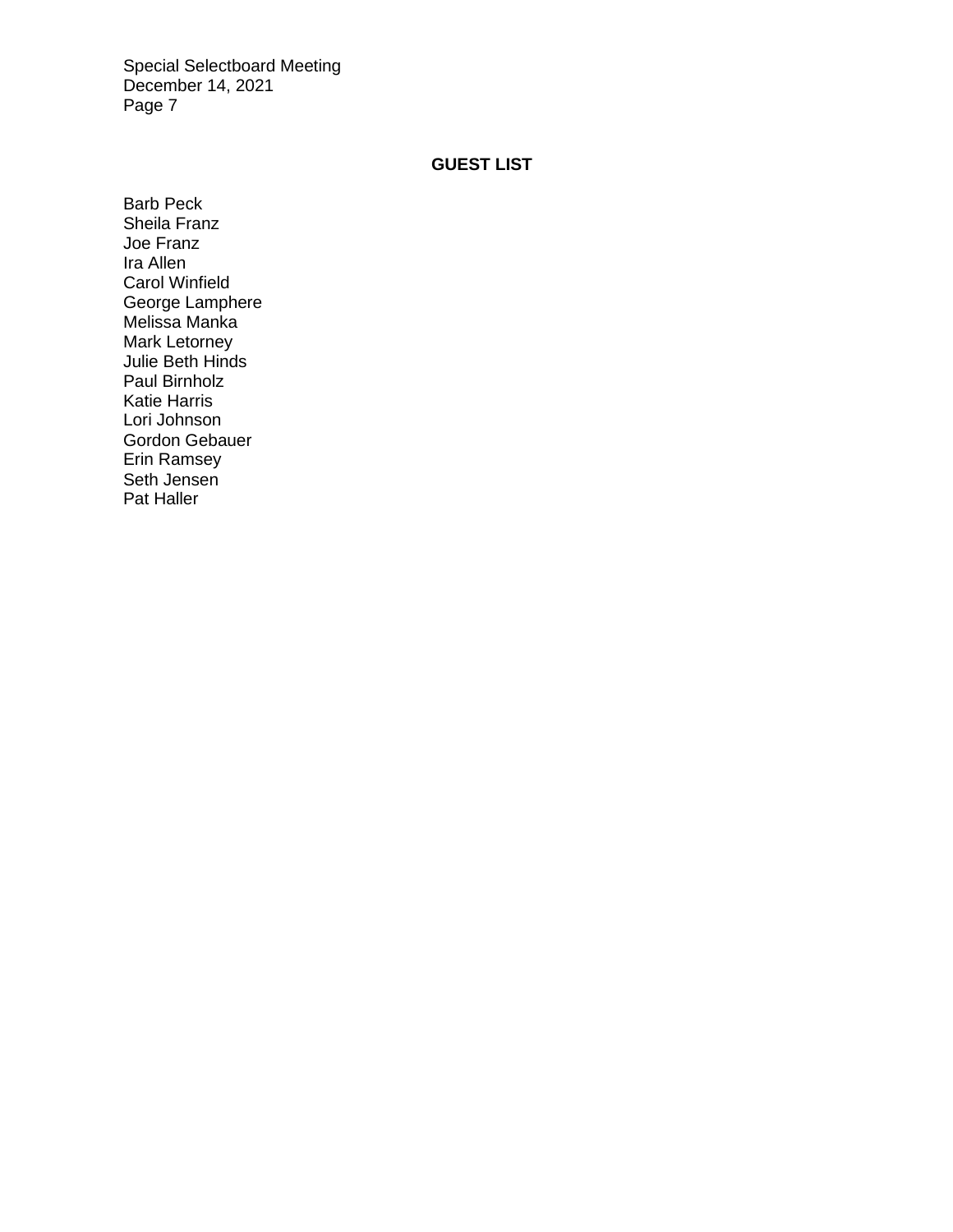## GUEST LIST

Barb Peck
Sheila Franz
Joe Franz
Ira Allen
Carol Winfield
George Lamphere
Melissa Manka
Mark Letorney
Julie Beth Hinds
Paul Birnholz
Katie Harris
Lori Johnson
Gordon Gebauer
Erin Ramsey
Seth Jensen
Pat Haller